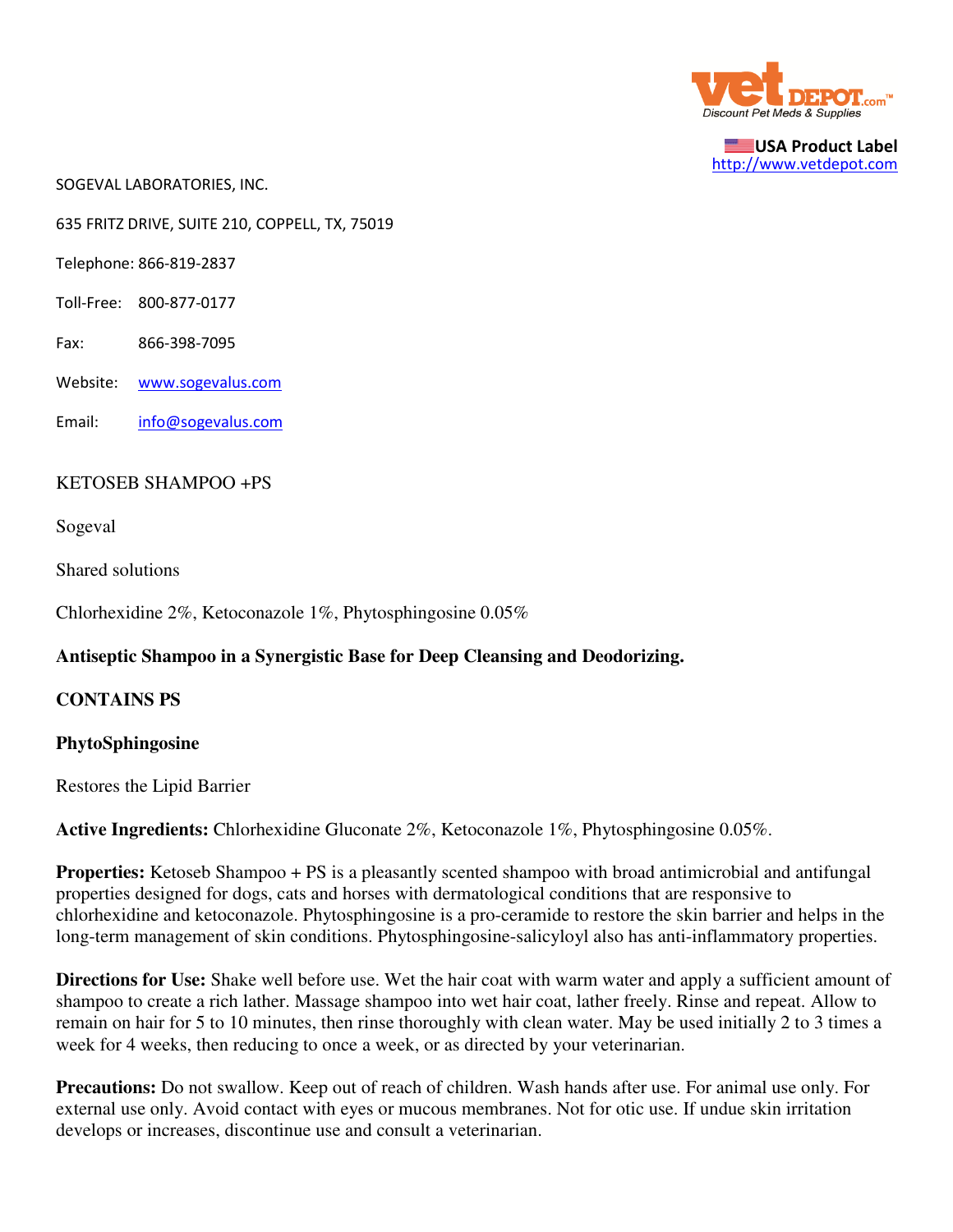USA Product Label
http://www.vetdepot.com

SOGEVAL LABORATORIES, INC.

635 FRITZ DRIVE, SUITE 210, COPPELL, TX, 75019

Telephone: 866-819-2837

Toll-Free: 800-877-0177

Fax: 866-398-7095

Website: www.sogevalus.com

Email: info@sogevalus.com

KETOSEB SHAMPOO +PS

Sogeval

Shared solutions

Chlorhexidine 2%, Ketoconazole 1%, Phytosphingosine 0.05%

**Antiseptic Shampoo in a Synergistic Base for Deep Cleansing and Deodorizing.**

**CONTAINS PS**

**PhytoSphingosine**

Restores the Lipid Barrier

**Active Ingredients:** Chlorhexidine Gluconate 2%, Ketoconazole 1%, Phytosphingosine 0.05%.

**Properties:** Ketoseb Shampoo + PS is a pleasantly scented shampoo with broad antimicrobial and antifungal properties designed for dogs, cats and horses with dermatological conditions that are responsive to chlorhexidine and ketoconazole. Phytosphingosine is a pro-ceramide to restore the skin barrier and helps in the long-term management of skin conditions. Phytosphingosine-salicyloyl also has anti-inflammatory properties.

**Directions for Use:** Shake well before use. Wet the hair coat with warm water and apply a sufficient amount of shampoo to create a rich lather. Massage shampoo into wet hair coat, lather freely. Rinse and repeat. Allow to remain on hair for 5 to 10 minutes, then rinse thoroughly with clean water. May be used initially 2 to 3 times a week for 4 weeks, then reducing to once a week, or as directed by your veterinarian.

**Precautions:** Do not swallow. Keep out of reach of children. Wash hands after use. For animal use only. For external use only. Avoid contact with eyes or mucous membranes. Not for otic use. If undue skin irritation develops or increases, discontinue use and consult a veterinarian.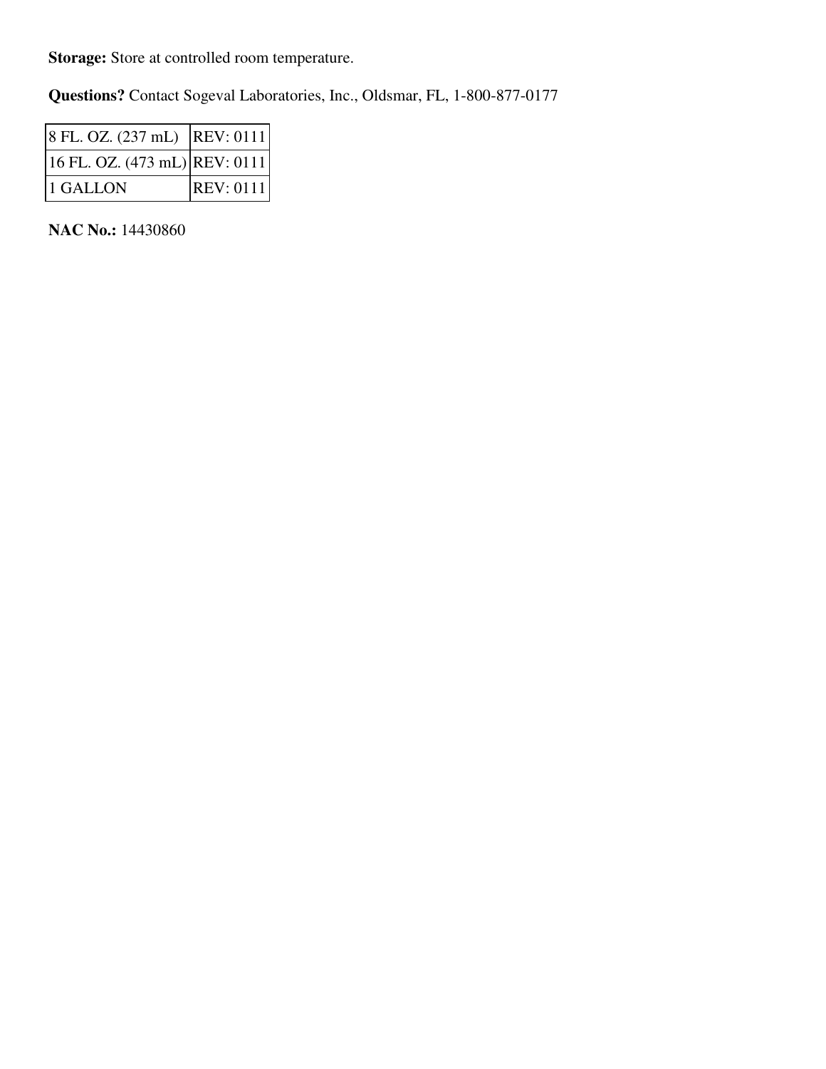**Storage:** Store at controlled room temperature.

**Questions?** Contact Sogeval Laboratories, Inc., Oldsmar, FL, 1-800-877-0177

| | |
|---|---|
| 8 FL. OZ. (237 mL) | REV: 0111 |
| 16 FL. OZ. (473 mL) | REV: 0111 |
| 1 GALLON | REV: 0111 |

**NAC No.:** 14430860